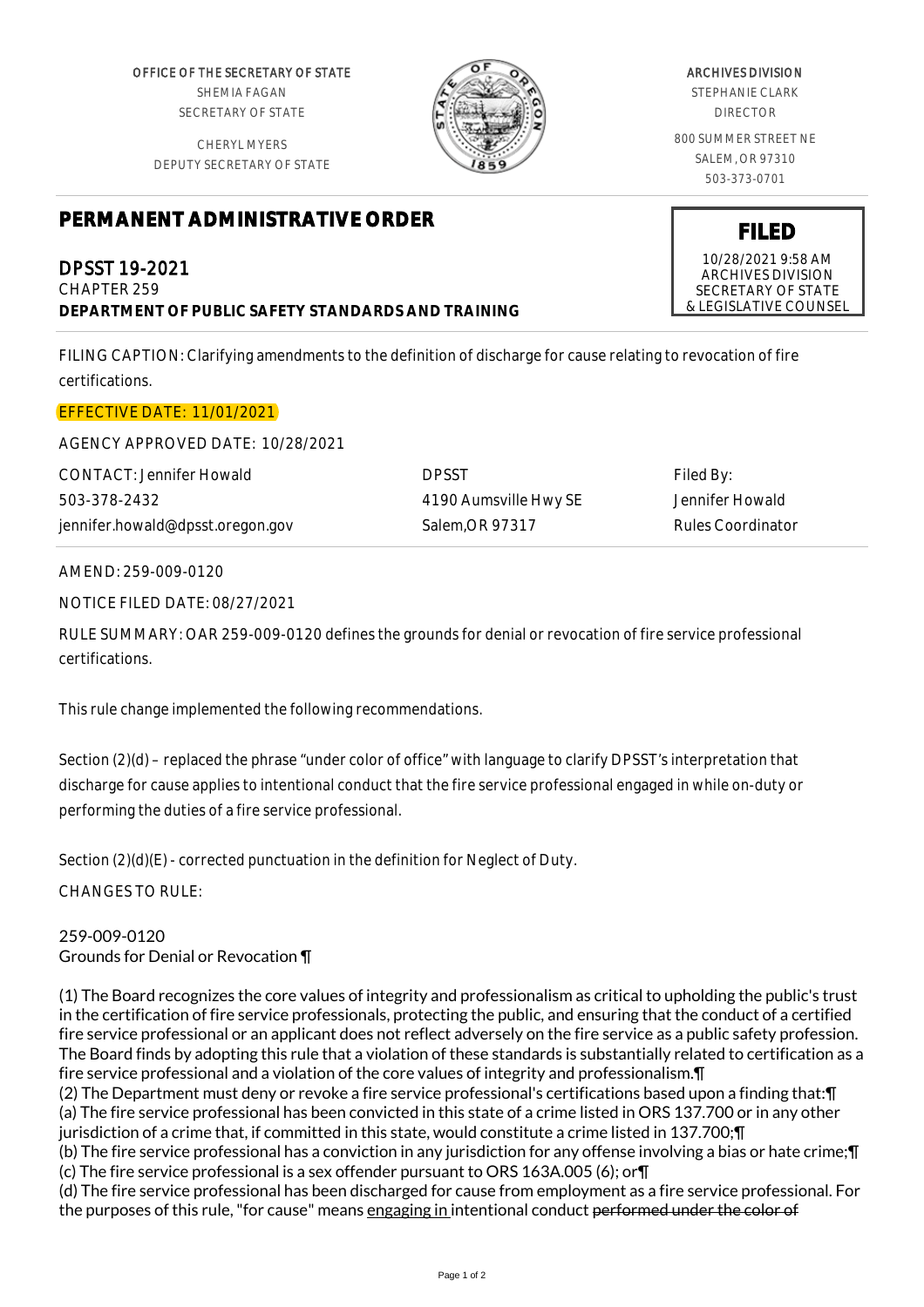OFFICE OF THE SECRETARY OF STATE
SHEMIA FAGAN
SECRETARY OF STATE

CHERYL MYERS
DEPUTY SECRETARY OF STATE

ARCHIVES DIVISION
STEPHANIE CLARK
DIRECTOR

800 SUMMER STREET NE
SALEM, OR 97310
503-373-0701

# PERMANENT ADMINISTRATIVE ORDER

**FILED**
10/28/2021 9:58 AM
ARCHIVES DIVISION
SECRETARY OF STATE
& LEGISLATIVE COUNSEL

## DPSST 19-2021
CHAPTER 259
**DEPARTMENT OF PUBLIC SAFETY STANDARDS AND TRAINING**

FILING CAPTION: Clarifying amendments to the definition of discharge for cause relating to revocation of fire certifications.

EFFECTIVE DATE: 11/01/2021

AGENCY APPROVED DATE: 10/28/2021

| CONTACT: Jennifer Howald | DPSST | Filed By: |
|---|---|---|
| 503-378-2432 | 4190 Aumsville Hwy SE | Jennifer Howald |
| jennifer.howald@dpsst.oregon.gov | Salem,OR 97317 | Rules Coordinator |

AMEND: 259-009-0120

NOTICE FILED DATE: 08/27/2021

RULE SUMMARY: OAR 259-009-0120 defines the grounds for denial or revocation of fire service professional certifications.

This rule change implemented the following recommendations.

Section (2)(d) – replaced the phrase "under color of office" with language to clarify DPSST's interpretation that discharge for cause applies to intentional conduct that the fire service professional engaged in while on-duty or performing the duties of a fire service professional.

Section (2)(d)(E) - corrected punctuation in the definition for Neglect of Duty.

CHANGES TO RULE:

259-009-0120
Grounds for Denial or Revocation ¶

(1) The Board recognizes the core values of integrity and professionalism as critical to upholding the public's trust in the certification of fire service professionals, protecting the public, and ensuring that the conduct of a certified fire service professional or an applicant does not reflect adversely on the fire service as a public safety profession. The Board finds by adopting this rule that a violation of these standards is substantially related to certification as a fire service professional and a violation of the core values of integrity and professionalism.¶
(2) The Department must deny or revoke a fire service professional's certifications based upon a finding that:¶
(a) The fire service professional has been convicted in this state of a crime listed in ORS 137.700 or in any other jurisdiction of a crime that, if committed in this state, would constitute a crime listed in 137.700;¶
(b) The fire service professional has a conviction in any jurisdiction for any offense involving a bias or hate crime;¶
(c) The fire service professional is a sex offender pursuant to ORS 163A.005 (6); or¶
(d) The fire service professional has been discharged for cause from employment as a fire service professional. For the purposes of this rule, "for cause" means engaging in intentional conduct ~~performed under the color of~~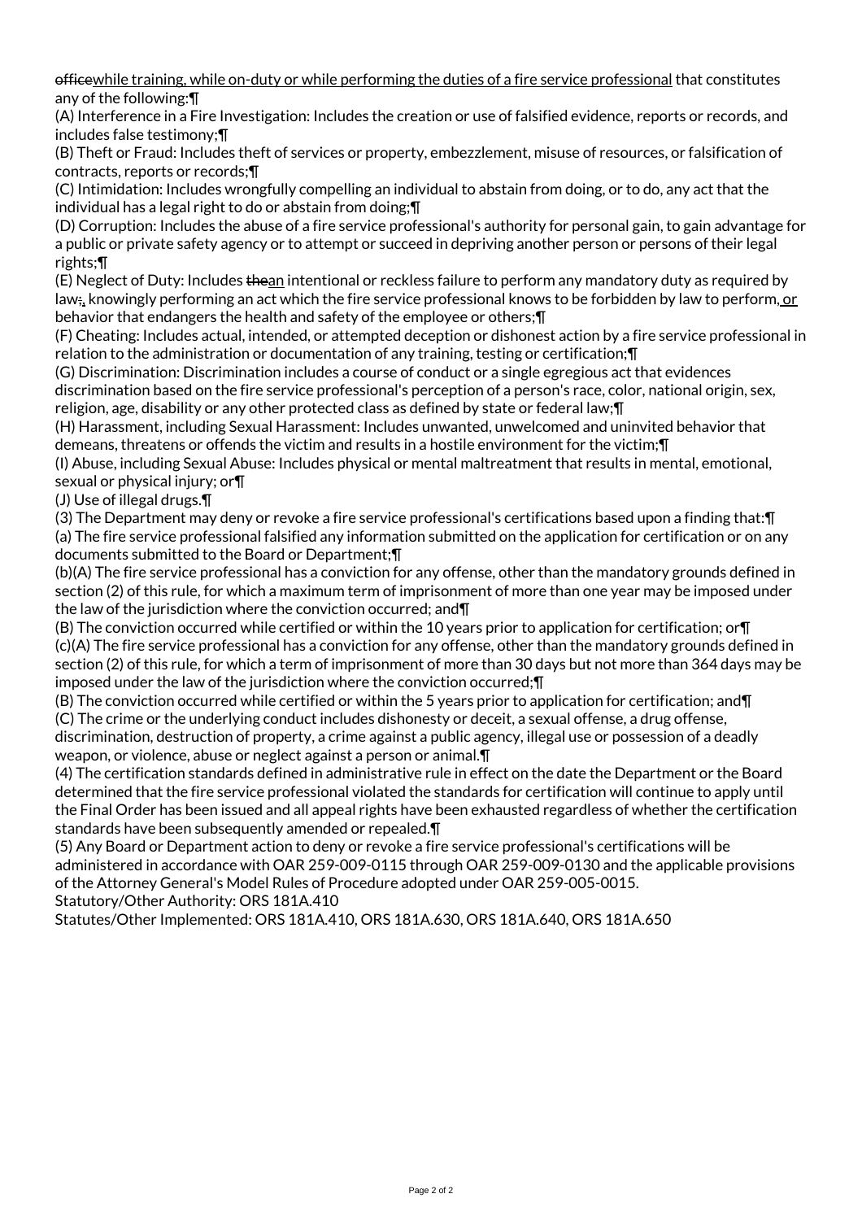~~office~~while training, while on-duty or while performing the duties of a fire service professional that constitutes any of the following:¶

(A) Interference in a Fire Investigation: Includes the creation or use of falsified evidence, reports or records, and includes false testimony;¶

(B) Theft or Fraud: Includes theft of services or property, embezzlement, misuse of resources, or falsification of contracts, reports or records;¶

(C) Intimidation: Includes wrongfully compelling an individual to abstain from doing, or to do, any act that the individual has a legal right to do or abstain from doing;¶

(D) Corruption: Includes the abuse of a fire service professional's authority for personal gain, to gain advantage for a public or private safety agency or to attempt or succeed in depriving another person or persons of their legal rights;¶

(E) Neglect of Duty: Includes ~~the~~an intentional or reckless failure to perform any mandatory duty as required by law~~;~~, knowingly performing an act which the fire service professional knows to be forbidden by law to perform, or behavior that endangers the health and safety of the employee or others;¶

(F) Cheating: Includes actual, intended, or attempted deception or dishonest action by a fire service professional in relation to the administration or documentation of any training, testing or certification;¶

(G) Discrimination: Discrimination includes a course of conduct or a single egregious act that evidences discrimination based on the fire service professional's perception of a person's race, color, national origin, sex, religion, age, disability or any other protected class as defined by state or federal law;¶

(H) Harassment, including Sexual Harassment: Includes unwanted, unwelcomed and uninvited behavior that demeans, threatens or offends the victim and results in a hostile environment for the victim;¶

(I) Abuse, including Sexual Abuse: Includes physical or mental maltreatment that results in mental, emotional, sexual or physical injury; or¶

(J) Use of illegal drugs.¶

(3) The Department may deny or revoke a fire service professional's certifications based upon a finding that:¶

(a) The fire service professional falsified any information submitted on the application for certification or on any documents submitted to the Board or Department;¶

(b)(A) The fire service professional has a conviction for any offense, other than the mandatory grounds defined in section (2) of this rule, for which a maximum term of imprisonment of more than one year may be imposed under the law of the jurisdiction where the conviction occurred; and¶

(B) The conviction occurred while certified or within the 10 years prior to application for certification; or¶

(c)(A) The fire service professional has a conviction for any offense, other than the mandatory grounds defined in section (2) of this rule, for which a term of imprisonment of more than 30 days but not more than 364 days may be imposed under the law of the jurisdiction where the conviction occurred;¶

(B) The conviction occurred while certified or within the 5 years prior to application for certification; and¶

(C) The crime or the underlying conduct includes dishonesty or deceit, a sexual offense, a drug offense, discrimination, destruction of property, a crime against a public agency, illegal use or possession of a deadly weapon, or violence, abuse or neglect against a person or animal.¶

(4) The certification standards defined in administrative rule in effect on the date the Department or the Board determined that the fire service professional violated the standards for certification will continue to apply until the Final Order has been issued and all appeal rights have been exhausted regardless of whether the certification standards have been subsequently amended or repealed.¶

(5) Any Board or Department action to deny or revoke a fire service professional's certifications will be administered in accordance with OAR 259-009-0115 through OAR 259-009-0130 and the applicable provisions of the Attorney General's Model Rules of Procedure adopted under OAR 259-005-0015.

Statutory/Other Authority: ORS 181A.410

Statutes/Other Implemented: ORS 181A.410, ORS 181A.630, ORS 181A.640, ORS 181A.650